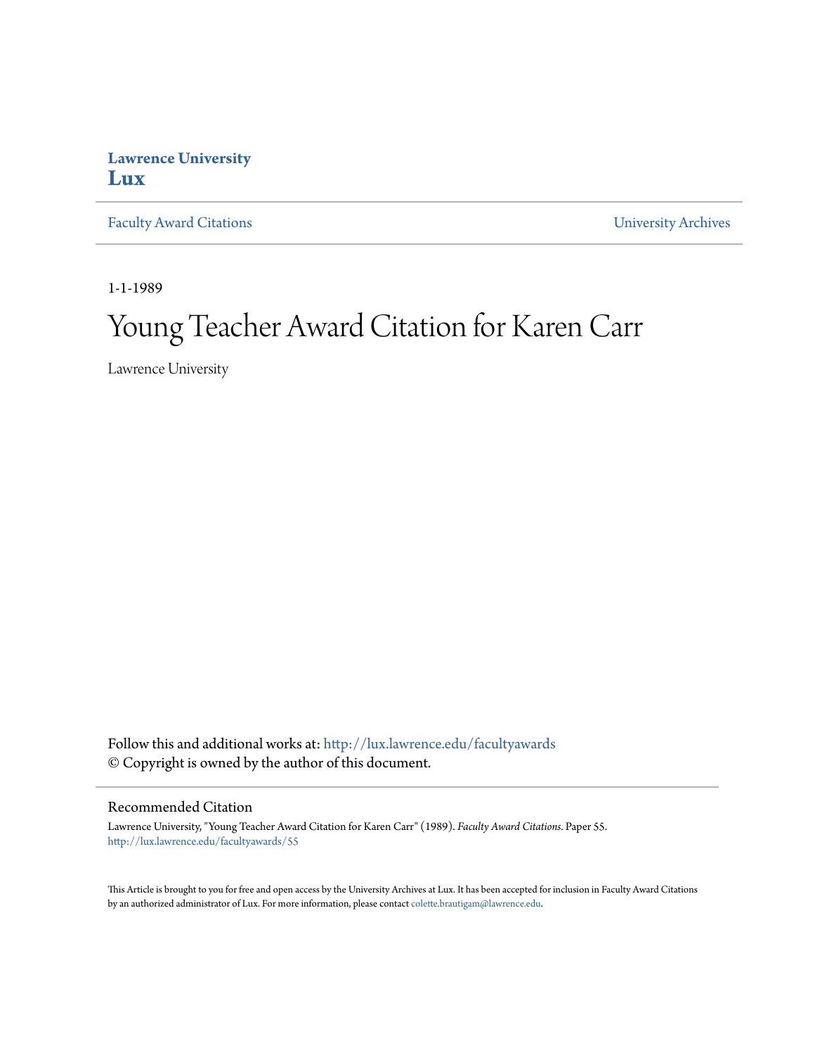**Lawrence University**
**Lux**

Faculty Award Citations | University Archives

1-1-1989

# Young Teacher Award Citation for Karen Carr

Lawrence University

Follow this and additional works at: http://lux.lawrence.edu/facultyawards
© Copyright is owned by the author of this document.

## Recommended Citation

Lawrence University, "Young Teacher Award Citation for Karen Carr" (1989). *Faculty Award Citations*. Paper 55.
http://lux.lawrence.edu/facultyawards/55

This Article is brought to you for free and open access by the University Archives at Lux. It has been accepted for inclusion in Faculty Award Citations by an authorized administrator of Lux. For more information, please contact colette.brautigam@lawrence.edu.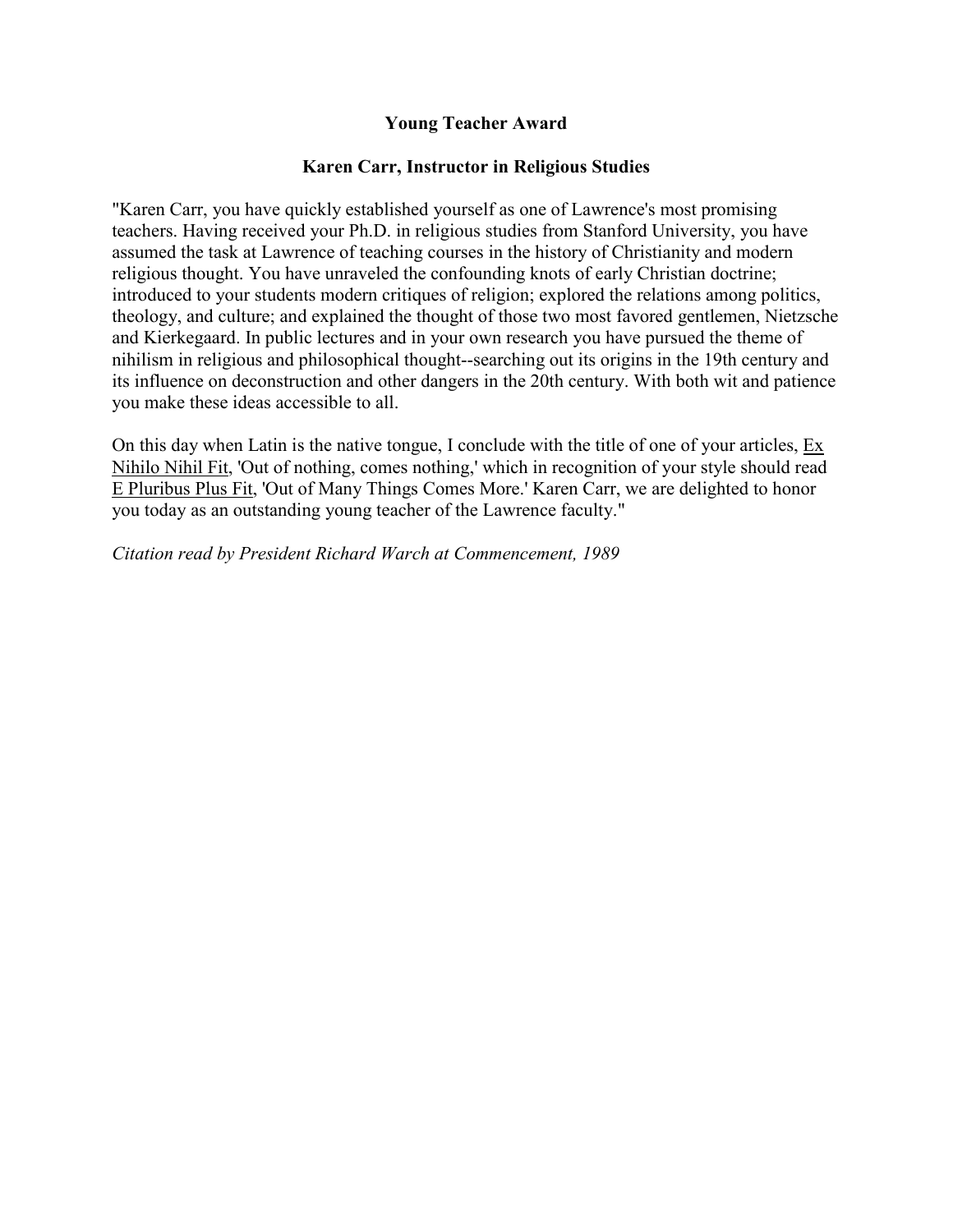**Young Teacher Award**

**Karen Carr, Instructor in Religious Studies**

"Karen Carr, you have quickly established yourself as one of Lawrence's most promising teachers. Having received your Ph.D. in religious studies from Stanford University, you have assumed the task at Lawrence of teaching courses in the history of Christianity and modern religious thought. You have unraveled the confounding knots of early Christian doctrine; introduced to your students modern critiques of religion; explored the relations among politics, theology, and culture; and explained the thought of those two most favored gentlemen, Nietzsche and Kierkegaard. In public lectures and in your own research you have pursued the theme of nihilism in religious and philosophical thought--searching out its origins in the 19th century and its influence on deconstruction and other dangers in the 20th century. With both wit and patience you make these ideas accessible to all.

On this day when Latin is the native tongue, I conclude with the title of one of your articles, Ex Nihilo Nihil Fit, 'Out of nothing, comes nothing,' which in recognition of your style should read E Pluribus Plus Fit, 'Out of Many Things Comes More.' Karen Carr, we are delighted to honor you today as an outstanding young teacher of the Lawrence faculty."

*Citation read by President Richard Warch at Commencement, 1989*